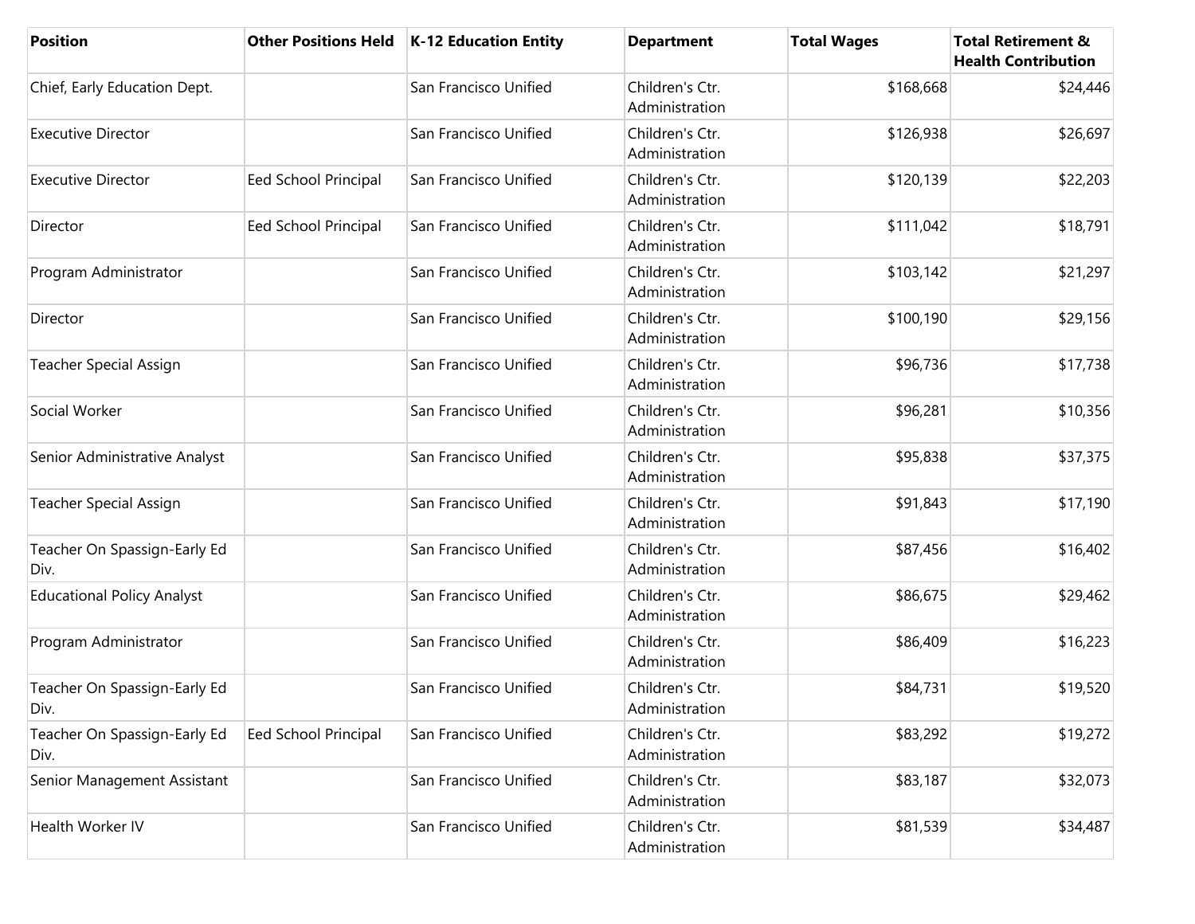| Position | Other Positions Held | K-12 Education Entity | Department | Total Wages | Total Retirement & Health Contribution |
|---|---|---|---|---|---|
| Chief, Early Education Dept. | | San Francisco Unified | Children's Ctr. Administration | $168,668 | $24,446 |
| Executive Director | | San Francisco Unified | Children's Ctr. Administration | $126,938 | $26,697 |
| Executive Director | Eed School Principal | San Francisco Unified | Children's Ctr. Administration | $120,139 | $22,203 |
| Director | Eed School Principal | San Francisco Unified | Children's Ctr. Administration | $111,042 | $18,791 |
| Program Administrator | | San Francisco Unified | Children's Ctr. Administration | $103,142 | $21,297 |
| Director | | San Francisco Unified | Children's Ctr. Administration | $100,190 | $29,156 |
| Teacher Special Assign | | San Francisco Unified | Children's Ctr. Administration | $96,736 | $17,738 |
| Social Worker | | San Francisco Unified | Children's Ctr. Administration | $96,281 | $10,356 |
| Senior Administrative Analyst | | San Francisco Unified | Children's Ctr. Administration | $95,838 | $37,375 |
| Teacher Special Assign | | San Francisco Unified | Children's Ctr. Administration | $91,843 | $17,190 |
| Teacher On Spassign-Early Ed Div. | | San Francisco Unified | Children's Ctr. Administration | $87,456 | $16,402 |
| Educational Policy Analyst | | San Francisco Unified | Children's Ctr. Administration | $86,675 | $29,462 |
| Program Administrator | | San Francisco Unified | Children's Ctr. Administration | $86,409 | $16,223 |
| Teacher On Spassign-Early Ed Div. | | San Francisco Unified | Children's Ctr. Administration | $84,731 | $19,520 |
| Teacher On Spassign-Early Ed Div. | Eed School Principal | San Francisco Unified | Children's Ctr. Administration | $83,292 | $19,272 |
| Senior Management Assistant | | San Francisco Unified | Children's Ctr. Administration | $83,187 | $32,073 |
| Health Worker IV | | San Francisco Unified | Children's Ctr. Administration | $81,539 | $34,487 |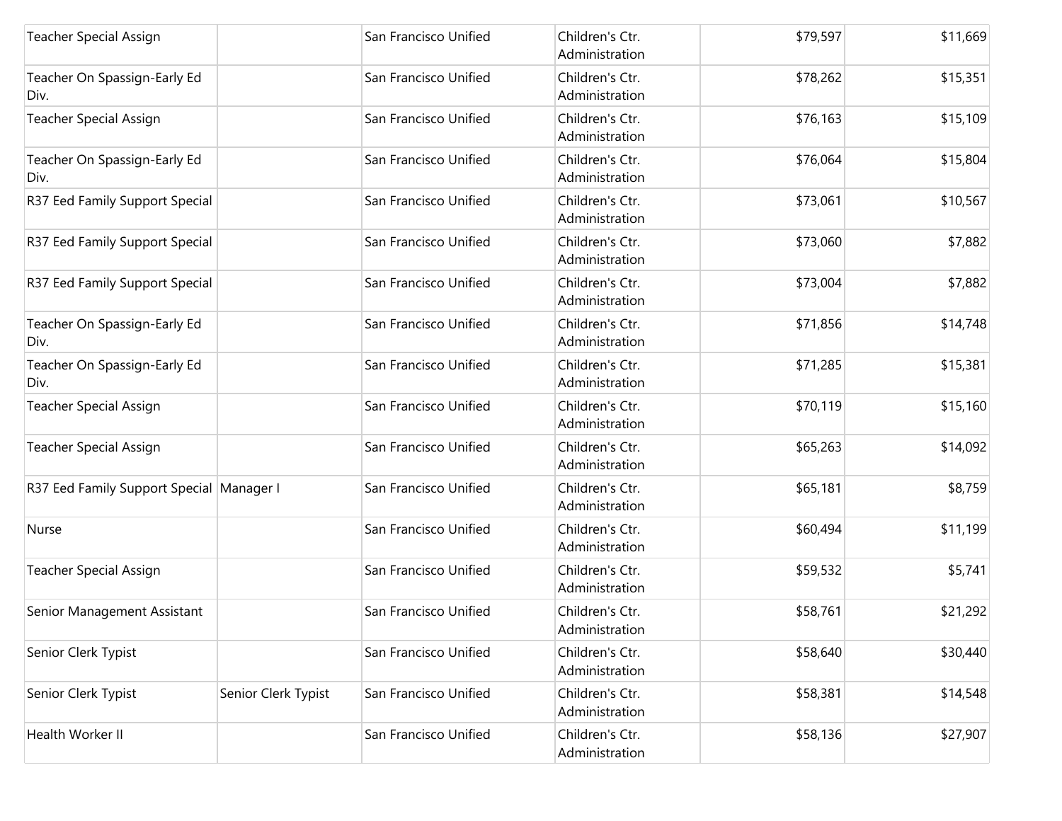| | | | | | |
|---|---|---|---|---|---|
| Teacher Special Assign | | San Francisco Unified | Children's Ctr. Administration | $79,597 | $11,669 |
| Teacher On Spassign-Early Ed Div. | | San Francisco Unified | Children's Ctr. Administration | $78,262 | $15,351 |
| Teacher Special Assign | | San Francisco Unified | Children's Ctr. Administration | $76,163 | $15,109 |
| Teacher On Spassign-Early Ed Div. | | San Francisco Unified | Children's Ctr. Administration | $76,064 | $15,804 |
| R37 Eed Family Support Special | | San Francisco Unified | Children's Ctr. Administration | $73,061 | $10,567 |
| R37 Eed Family Support Special | | San Francisco Unified | Children's Ctr. Administration | $73,060 | $7,882 |
| R37 Eed Family Support Special | | San Francisco Unified | Children's Ctr. Administration | $73,004 | $7,882 |
| Teacher On Spassign-Early Ed Div. | | San Francisco Unified | Children's Ctr. Administration | $71,856 | $14,748 |
| Teacher On Spassign-Early Ed Div. | | San Francisco Unified | Children's Ctr. Administration | $71,285 | $15,381 |
| Teacher Special Assign | | San Francisco Unified | Children's Ctr. Administration | $70,119 | $15,160 |
| Teacher Special Assign | | San Francisco Unified | Children's Ctr. Administration | $65,263 | $14,092 |
| R37 Eed Family Support Special | Manager I | San Francisco Unified | Children's Ctr. Administration | $65,181 | $8,759 |
| Nurse | | San Francisco Unified | Children's Ctr. Administration | $60,494 | $11,199 |
| Teacher Special Assign | | San Francisco Unified | Children's Ctr. Administration | $59,532 | $5,741 |
| Senior Management Assistant | | San Francisco Unified | Children's Ctr. Administration | $58,761 | $21,292 |
| Senior Clerk Typist | | San Francisco Unified | Children's Ctr. Administration | $58,640 | $30,440 |
| Senior Clerk Typist | Senior Clerk Typist | San Francisco Unified | Children's Ctr. Administration | $58,381 | $14,548 |
| Health Worker II | | San Francisco Unified | Children's Ctr. Administration | $58,136 | $27,907 |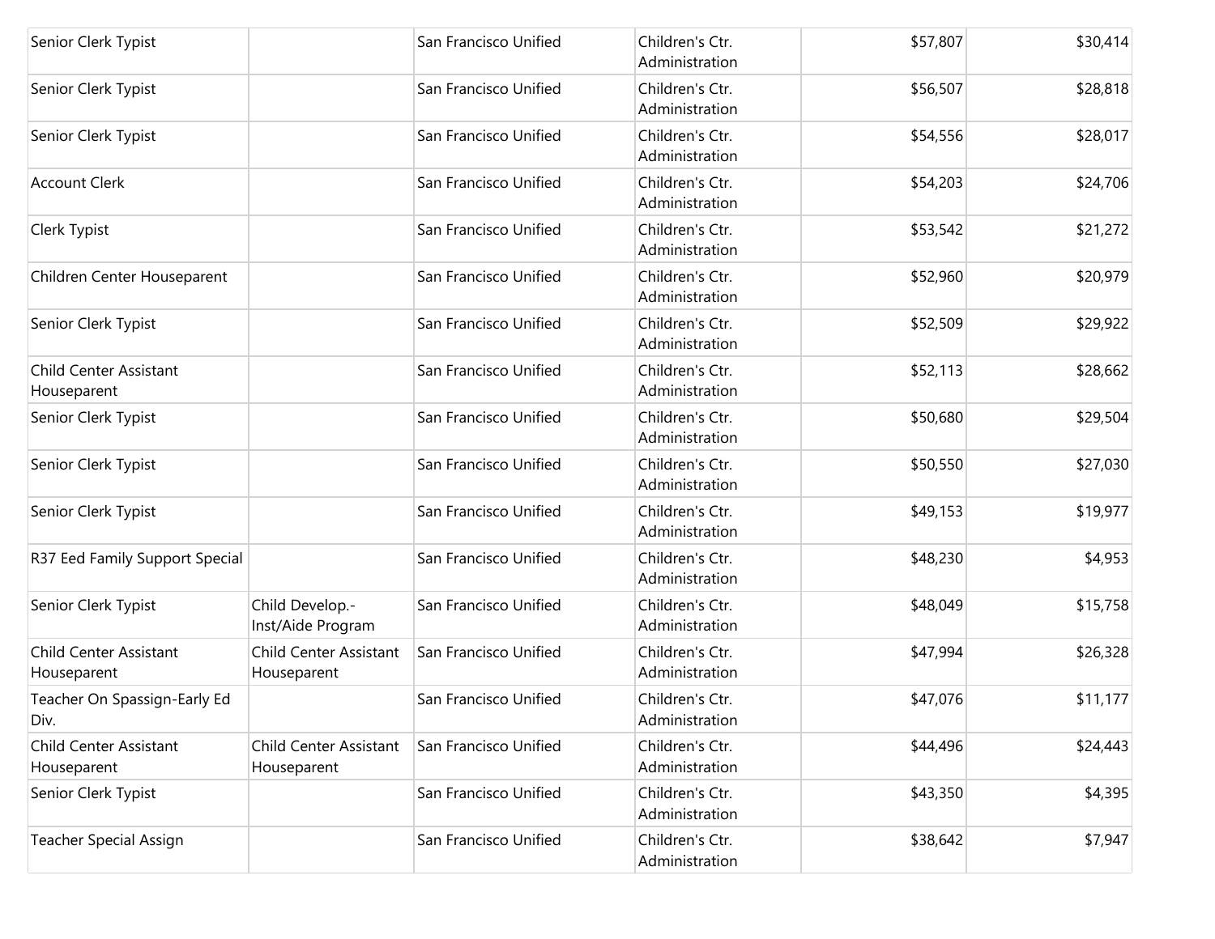| | | | | | |
|---|---|---|---|---|---|
| Senior Clerk Typist | | San Francisco Unified | Children's Ctr. Administration | $57,807 | $30,414 |
| Senior Clerk Typist | | San Francisco Unified | Children's Ctr. Administration | $56,507 | $28,818 |
| Senior Clerk Typist | | San Francisco Unified | Children's Ctr. Administration | $54,556 | $28,017 |
| Account Clerk | | San Francisco Unified | Children's Ctr. Administration | $54,203 | $24,706 |
| Clerk Typist | | San Francisco Unified | Children's Ctr. Administration | $53,542 | $21,272 |
| Children Center Houseparent | | San Francisco Unified | Children's Ctr. Administration | $52,960 | $20,979 |
| Senior Clerk Typist | | San Francisco Unified | Children's Ctr. Administration | $52,509 | $29,922 |
| Child Center Assistant Houseparent | | San Francisco Unified | Children's Ctr. Administration | $52,113 | $28,662 |
| Senior Clerk Typist | | San Francisco Unified | Children's Ctr. Administration | $50,680 | $29,504 |
| Senior Clerk Typist | | San Francisco Unified | Children's Ctr. Administration | $50,550 | $27,030 |
| Senior Clerk Typist | | San Francisco Unified | Children's Ctr. Administration | $49,153 | $19,977 |
| R37 Eed Family Support Special | | San Francisco Unified | Children's Ctr. Administration | $48,230 | $4,953 |
| Senior Clerk Typist | Child Develop.-Inst/Aide Program | San Francisco Unified | Children's Ctr. Administration | $48,049 | $15,758 |
| Child Center Assistant Houseparent | Child Center Assistant Houseparent | San Francisco Unified | Children's Ctr. Administration | $47,994 | $26,328 |
| Teacher On Spassign-Early Ed Div. | | San Francisco Unified | Children's Ctr. Administration | $47,076 | $11,177 |
| Child Center Assistant Houseparent | Child Center Assistant Houseparent | San Francisco Unified | Children's Ctr. Administration | $44,496 | $24,443 |
| Senior Clerk Typist | | San Francisco Unified | Children's Ctr. Administration | $43,350 | $4,395 |
| Teacher Special Assign | | San Francisco Unified | Children's Ctr. Administration | $38,642 | $7,947 |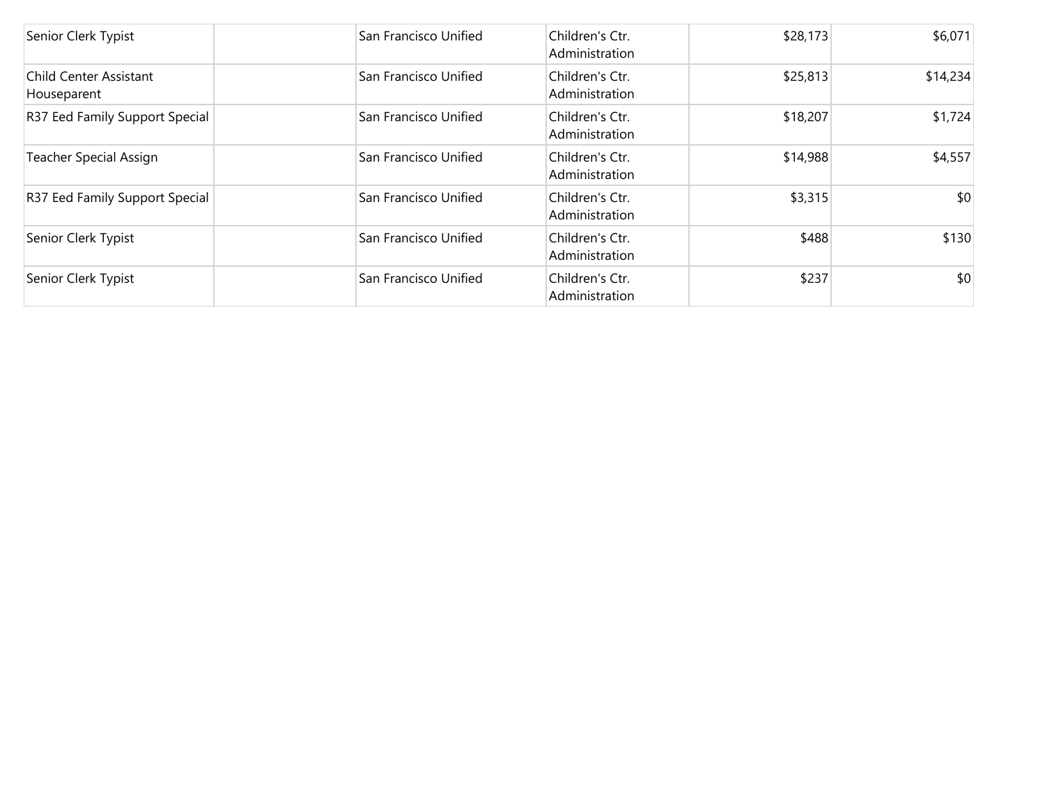| | | | | | |
|---|---|---|---|---|---|
| Senior Clerk Typist | | San Francisco Unified | Children's Ctr. Administration | $28,173 | $6,071 |
| Child Center Assistant Houseparent | | San Francisco Unified | Children's Ctr. Administration | $25,813 | $14,234 |
| R37 Eed Family Support Special | | San Francisco Unified | Children's Ctr. Administration | $18,207 | $1,724 |
| Teacher Special Assign | | San Francisco Unified | Children's Ctr. Administration | $14,988 | $4,557 |
| R37 Eed Family Support Special | | San Francisco Unified | Children's Ctr. Administration | $3,315 | $0 |
| Senior Clerk Typist | | San Francisco Unified | Children's Ctr. Administration | $488 | $130 |
| Senior Clerk Typist | | San Francisco Unified | Children's Ctr. Administration | $237 | $0 |